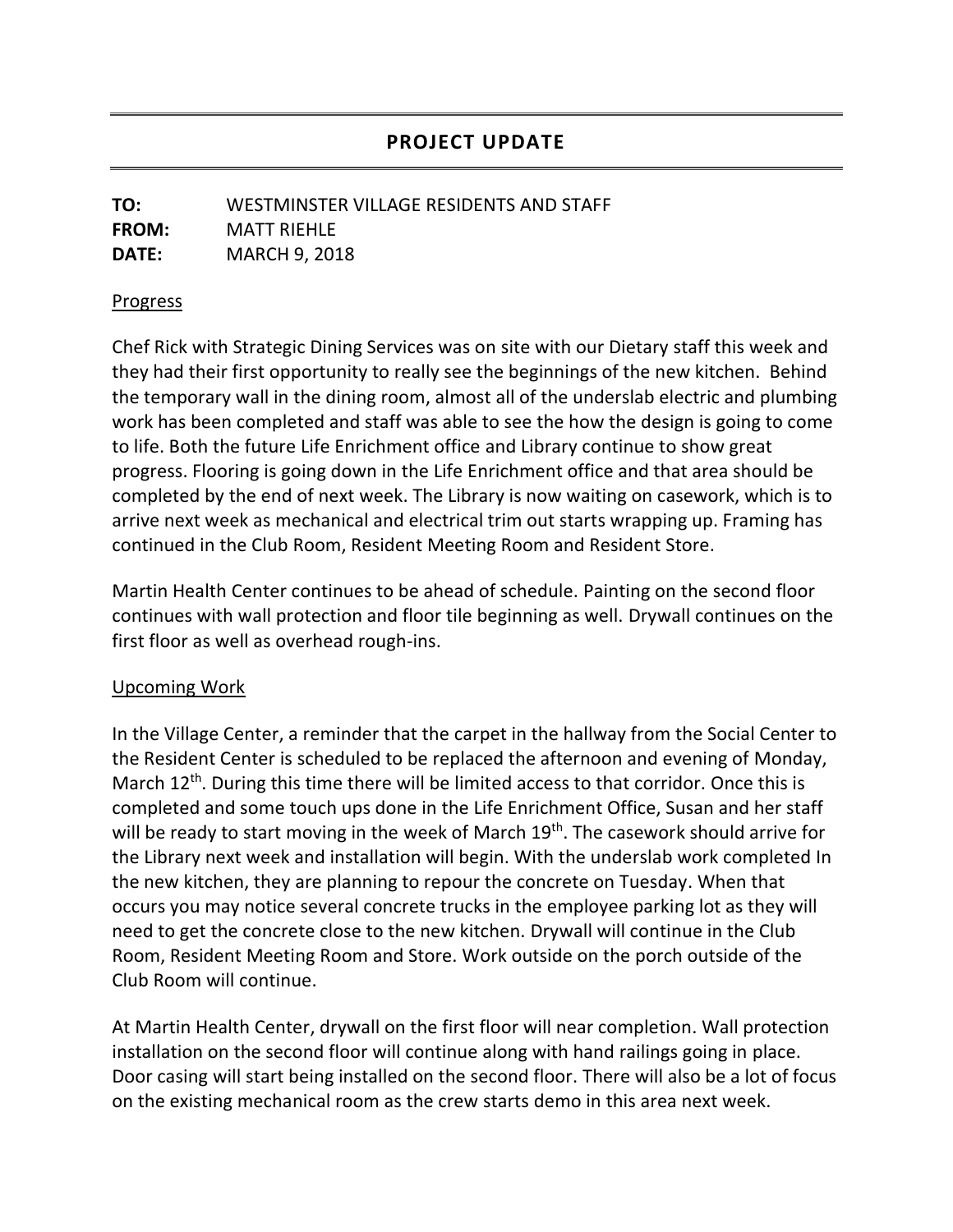# PROJECT UPDATE

**TO:** WESTMINSTER VILLAGE RESIDENTS AND STAFF
**FROM:** MATT RIEHLE
**DATE:** MARCH 9, 2018

## Progress

Chef Rick with Strategic Dining Services was on site with our Dietary staff this week and they had their first opportunity to really see the beginnings of the new kitchen. Behind the temporary wall in the dining room, almost all of the underslab electric and plumbing work has been completed and staff was able to see the how the design is going to come to life. Both the future Life Enrichment office and Library continue to show great progress. Flooring is going down in the Life Enrichment office and that area should be completed by the end of next week. The Library is now waiting on casework, which is to arrive next week as mechanical and electrical trim out starts wrapping up. Framing has continued in the Club Room, Resident Meeting Room and Resident Store.

Martin Health Center continues to be ahead of schedule. Painting on the second floor continues with wall protection and floor tile beginning as well. Drywall continues on the first floor as well as overhead rough-ins.

## Upcoming Work

In the Village Center, a reminder that the carpet in the hallway from the Social Center to the Resident Center is scheduled to be replaced the afternoon and evening of Monday, March 12th. During this time there will be limited access to that corridor. Once this is completed and some touch ups done in the Life Enrichment Office, Susan and her staff will be ready to start moving in the week of March 19th. The casework should arrive for the Library next week and installation will begin. With the underslab work completed In the new kitchen, they are planning to repour the concrete on Tuesday. When that occurs you may notice several concrete trucks in the employee parking lot as they will need to get the concrete close to the new kitchen. Drywall will continue in the Club Room, Resident Meeting Room and Store. Work outside on the porch outside of the Club Room will continue.

At Martin Health Center, drywall on the first floor will near completion. Wall protection installation on the second floor will continue along with hand railings going in place. Door casing will start being installed on the second floor. There will also be a lot of focus on the existing mechanical room as the crew starts demo in this area next week.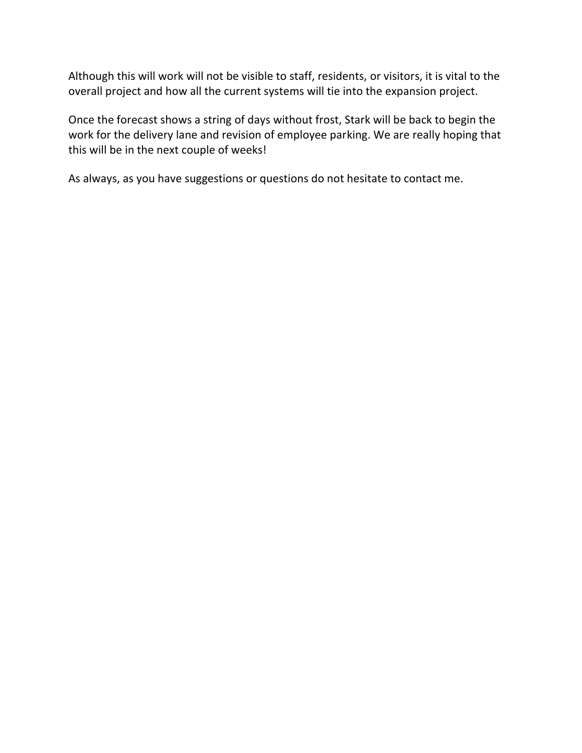Although this will work will not be visible to staff, residents, or visitors, it is vital to the overall project and how all the current systems will tie into the expansion project.

Once the forecast shows a string of days without frost, Stark will be back to begin the work for the delivery lane and revision of employee parking. We are really hoping that this will be in the next couple of weeks!

As always, as you have suggestions or questions do not hesitate to contact me.